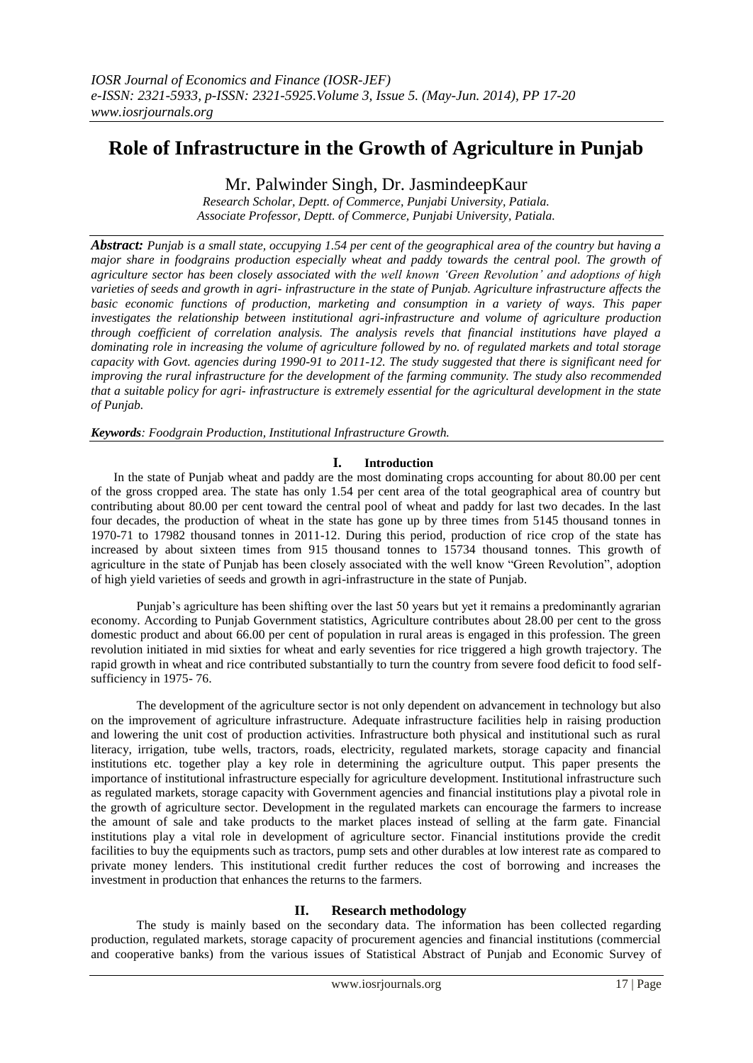# Role of Infrastructure in the Growth of Agriculture in Punjab

Mr. Palwinder Singh, Dr. JasmindeepKaur

*Research Scholar, Deptt. of Commerce, Punjabi University, Patiala.*
*Associate Professor, Deptt. of Commerce, Punjabi University, Patiala.*

***Abstract:*** *Punjab is a small state, occupying 1.54 per cent of the geographical area of the country but having a major share in foodgrains production especially wheat and paddy towards the central pool. The growth of agriculture sector has been closely associated with the well known 'Green Revolution' and adoptions of high varieties of seeds and growth in agri- infrastructure in the state of Punjab. Agriculture infrastructure affects the basic economic functions of production, marketing and consumption in a variety of ways. This paper investigates the relationship between institutional agri-infrastructure and volume of agriculture production through coefficient of correlation analysis. The analysis revels that financial institutions have played a dominating role in increasing the volume of agriculture followed by no. of regulated markets and total storage capacity with Govt. agencies during 1990-91 to 2011-12. The study suggested that there is significant need for improving the rural infrastructure for the development of the farming community. The study also recommended that a suitable policy for agri- infrastructure is extremely essential for the agricultural development in the state of Punjab.*

***Keywords****: Foodgrain Production, Institutional Infrastructure Growth.*

## I. Introduction

In the state of Punjab wheat and paddy are the most dominating crops accounting for about 80.00 per cent of the gross cropped area. The state has only 1.54 per cent area of the total geographical area of country but contributing about 80.00 per cent toward the central pool of wheat and paddy for last two decades. In the last four decades, the production of wheat in the state has gone up by three times from 5145 thousand tonnes in 1970-71 to 17982 thousand tonnes in 2011-12. During this period, production of rice crop of the state has increased by about sixteen times from 915 thousand tonnes to 15734 thousand tonnes. This growth of agriculture in the state of Punjab has been closely associated with the well know "Green Revolution", adoption of high yield varieties of seeds and growth in agri-infrastructure in the state of Punjab.

Punjab's agriculture has been shifting over the last 50 years but yet it remains a predominantly agrarian economy. According to Punjab Government statistics, Agriculture contributes about 28.00 per cent to the gross domestic product and about 66.00 per cent of population in rural areas is engaged in this profession. The green revolution initiated in mid sixties for wheat and early seventies for rice triggered a high growth trajectory. The rapid growth in wheat and rice contributed substantially to turn the country from severe food deficit to food self-sufficiency in 1975- 76.

The development of the agriculture sector is not only dependent on advancement in technology but also on the improvement of agriculture infrastructure. Adequate infrastructure facilities help in raising production and lowering the unit cost of production activities. Infrastructure both physical and institutional such as rural literacy, irrigation, tube wells, tractors, roads, electricity, regulated markets, storage capacity and financial institutions etc. together play a key role in determining the agriculture output. This paper presents the importance of institutional infrastructure especially for agriculture development. Institutional infrastructure such as regulated markets, storage capacity with Government agencies and financial institutions play a pivotal role in the growth of agriculture sector. Development in the regulated markets can encourage the farmers to increase the amount of sale and take products to the market places instead of selling at the farm gate. Financial institutions play a vital role in development of agriculture sector. Financial institutions provide the credit facilities to buy the equipments such as tractors, pump sets and other durables at low interest rate as compared to private money lenders. This institutional credit further reduces the cost of borrowing and increases the investment in production that enhances the returns to the farmers.

## II. Research methodology

The study is mainly based on the secondary data. The information has been collected regarding production, regulated markets, storage capacity of procurement agencies and financial institutions (commercial and cooperative banks) from the various issues of Statistical Abstract of Punjab and Economic Survey of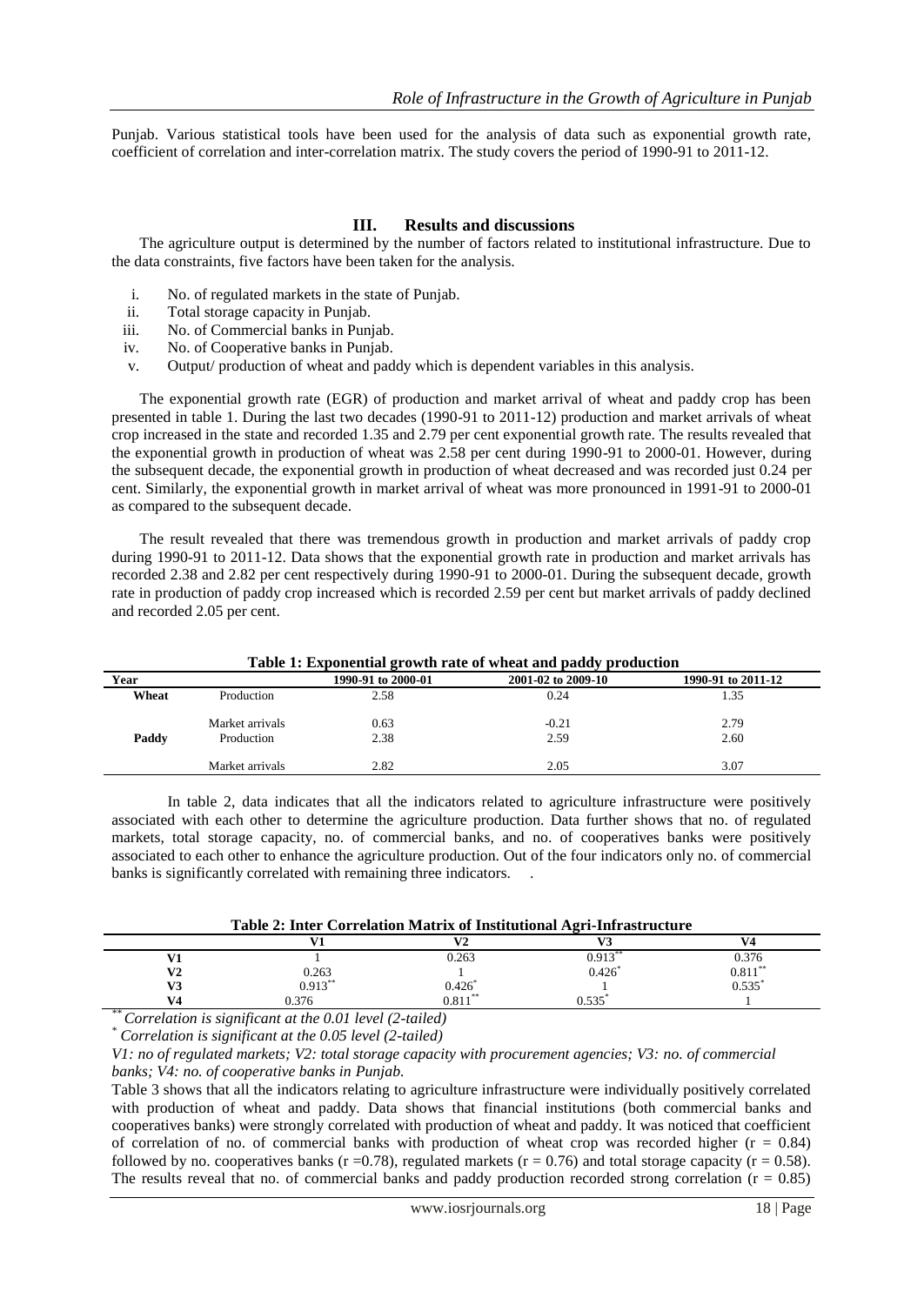Punjab. Various statistical tools have been used for the analysis of data such as exponential growth rate, coefficient of correlation and inter-correlation matrix. The study covers the period of 1990-91 to 2011-12.

## III. Results and discussions

The agriculture output is determined by the number of factors related to institutional infrastructure. Due to the data constraints, five factors have been taken for the analysis.

i. No. of regulated markets in the state of Punjab.
ii. Total storage capacity in Punjab.
iii. No. of Commercial banks in Punjab.
iv. No. of Cooperative banks in Punjab.
v. Output/ production of wheat and paddy which is dependent variables in this analysis.

The exponential growth rate (EGR) of production and market arrival of wheat and paddy crop has been presented in table 1. During the last two decades (1990-91 to 2011-12) production and market arrivals of wheat crop increased in the state and recorded 1.35 and 2.79 per cent exponential growth rate. The results revealed that the exponential growth in production of wheat was 2.58 per cent during 1990-91 to 2000-01. However, during the subsequent decade, the exponential growth in production of wheat decreased and was recorded just 0.24 per cent. Similarly, the exponential growth in market arrival of wheat was more pronounced in 1991-91 to 2000-01 as compared to the subsequent decade.

The result revealed that there was tremendous growth in production and market arrivals of paddy crop during 1990-91 to 2011-12. Data shows that the exponential growth rate in production and market arrivals has recorded 2.38 and 2.82 per cent respectively during 1990-91 to 2000-01. During the subsequent decade, growth rate in production of paddy crop increased which is recorded 2.59 per cent but market arrivals of paddy declined and recorded 2.05 per cent.

**Table 1: Exponential growth rate of wheat and paddy production**

| Year | | 1990-91 to 2000-01 | 2001-02 to 2009-10 | 1990-91 to 2011-12 |
|---|---|---|---|---|
| **Wheat** | Production | 2.58 | 0.24 | 1.35 |
| | Market arrivals | 0.63 | -0.21 | 2.79 |
| **Paddy** | Production | 2.38 | 2.59 | 2.60 |
| | Market arrivals | 2.82 | 2.05 | 3.07 |

In table 2, data indicates that all the indicators related to agriculture infrastructure were positively associated with each other to determine the agriculture production. Data further shows that no. of regulated markets, total storage capacity, no. of commercial banks, and no. of cooperatives banks were positively associated to each other to enhance the agriculture production. Out of the four indicators only no. of commercial banks is significantly correlated with remaining three indicators.   .

**Table 2: Inter Correlation Matrix of Institutional Agri-Infrastructure**

| | V1 | V2 | V3 | V4 |
|---|---|---|---|---|
| **V1** | 1 | 0.263 | 0.913** | 0.376 |
| **V2** | 0.263 | 1 | 0.426* | 0.811** |
| **V3** | 0.913** | 0.426* | 1 | 0.535* |
| **V4** | 0.376 | 0.811** | 0.535* | 1 |

** *Correlation is significant at the 0.01 level (2-tailed)*

* *Correlation is significant at the 0.05 level (2-tailed)*

*V1: no of regulated markets; V2: total storage capacity with procurement agencies; V3: no. of commercial banks; V4: no. of cooperative banks in Punjab.*

Table 3 shows that all the indicators relating to agriculture infrastructure were individually positively correlated with production of wheat and paddy. Data shows that financial institutions (both commercial banks and cooperatives banks) were strongly correlated with production of wheat and paddy. It was noticed that coefficient of correlation of no. of commercial banks with production of wheat crop was recorded higher ($r = 0.84$) followed by no. cooperatives banks ($r = 0.78$), regulated markets ($r = 0.76$) and total storage capacity ($r = 0.58$). The results reveal that no. of commercial banks and paddy production recorded strong correlation ($r = 0.85$)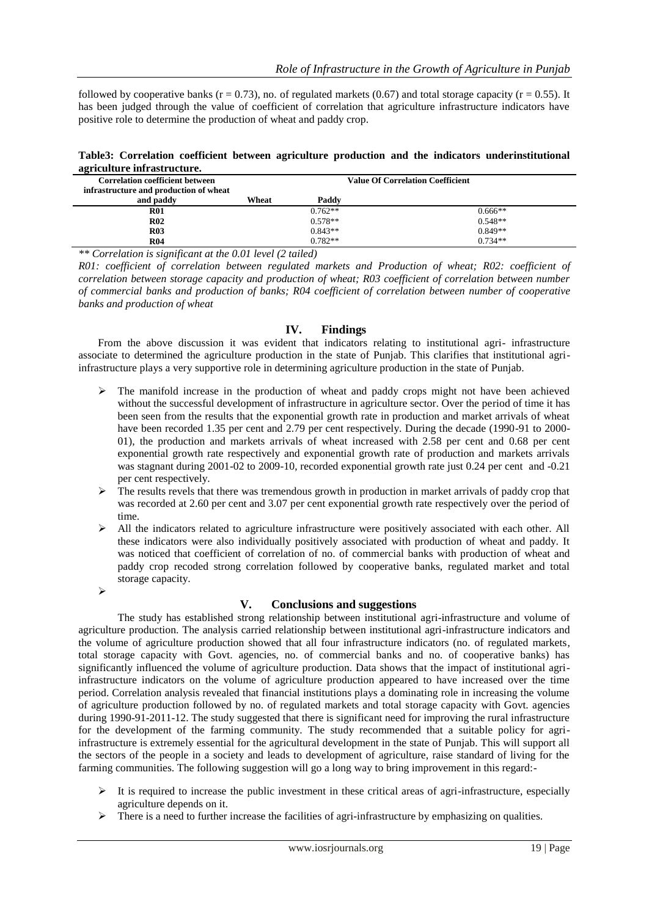followed by cooperative banks (r = 0.73), no. of regulated markets (0.67) and total storage capacity (r = 0.55). It has been judged through the value of coefficient of correlation that agriculture infrastructure indicators have positive role to determine the production of wheat and paddy crop.

**Table3: Correlation coefficient between agriculture production and the indicators underinstitutional agriculture infrastructure.**

| Correlation coefficient between infrastructure and production of wheat and paddy | Value Of Correlation Coefficient | |
|---|---|---|
| | Wheat | Paddy |
| R01 | 0.762** | 0.666** |
| R02 | 0.578** | 0.548** |
| R03 | 0.843** | 0.849** |
| R04 | 0.782** | 0.734** |

*** Correlation is significant at the 0.01 level (2 tailed)*

*R01: coefficient of correlation between regulated markets and Production of wheat; R02: coefficient of correlation between storage capacity and production of wheat; R03 coefficient of correlation between number of commercial banks and production of banks; R04 coefficient of correlation between number of cooperative banks and production of wheat*

## IV. Findings

From the above discussion it was evident that indicators relating to institutional agri- infrastructure associate to determined the agriculture production in the state of Punjab. This clarifies that institutional agri-infrastructure plays a very supportive role in determining agriculture production in the state of Punjab.

- The manifold increase in the production of wheat and paddy crops might not have been achieved without the successful development of infrastructure in agriculture sector. Over the period of time it has been seen from the results that the exponential growth rate in production and market arrivals of wheat have been recorded 1.35 per cent and 2.79 per cent respectively. During the decade (1990-91 to 2000-01), the production and markets arrivals of wheat increased with 2.58 per cent and 0.68 per cent exponential growth rate respectively and exponential growth rate of production and markets arrivals was stagnant during 2001-02 to 2009-10, recorded exponential growth rate just 0.24 per cent and -0.21 per cent respectively.
- The results revels that there was tremendous growth in production in market arrivals of paddy crop that was recorded at 2.60 per cent and 3.07 per cent exponential growth rate respectively over the period of time.
- All the indicators related to agriculture infrastructure were positively associated with each other. All these indicators were also individually positively associated with production of wheat and paddy. It was noticed that coefficient of correlation of no. of commercial banks with production of wheat and paddy crop recoded strong correlation followed by cooperative banks, regulated market and total storage capacity.

## V. Conclusions and suggestions

The study has established strong relationship between institutional agri-infrastructure and volume of agriculture production. The analysis carried relationship between institutional agri-infrastructure indicators and the volume of agriculture production showed that all four infrastructure indicators (no. of regulated markets, total storage capacity with Govt. agencies, no. of commercial banks and no. of cooperative banks) has significantly influenced the volume of agriculture production. Data shows that the impact of institutional agri-infrastructure indicators on the volume of agriculture production appeared to have increased over the time period. Correlation analysis revealed that financial institutions plays a dominating role in increasing the volume of agriculture production followed by no. of regulated markets and total storage capacity with Govt. agencies during 1990-91-2011-12. The study suggested that there is significant need for improving the rural infrastructure for the development of the farming community. The study recommended that a suitable policy for agri-infrastructure is extremely essential for the agricultural development in the state of Punjab. This will support all the sectors of the people in a society and leads to development of agriculture, raise standard of living for the farming communities. The following suggestion will go a long way to bring improvement in this regard:-

- It is required to increase the public investment in these critical areas of agri-infrastructure, especially agriculture depends on it.
- There is a need to further increase the facilities of agri-infrastructure by emphasizing on qualities.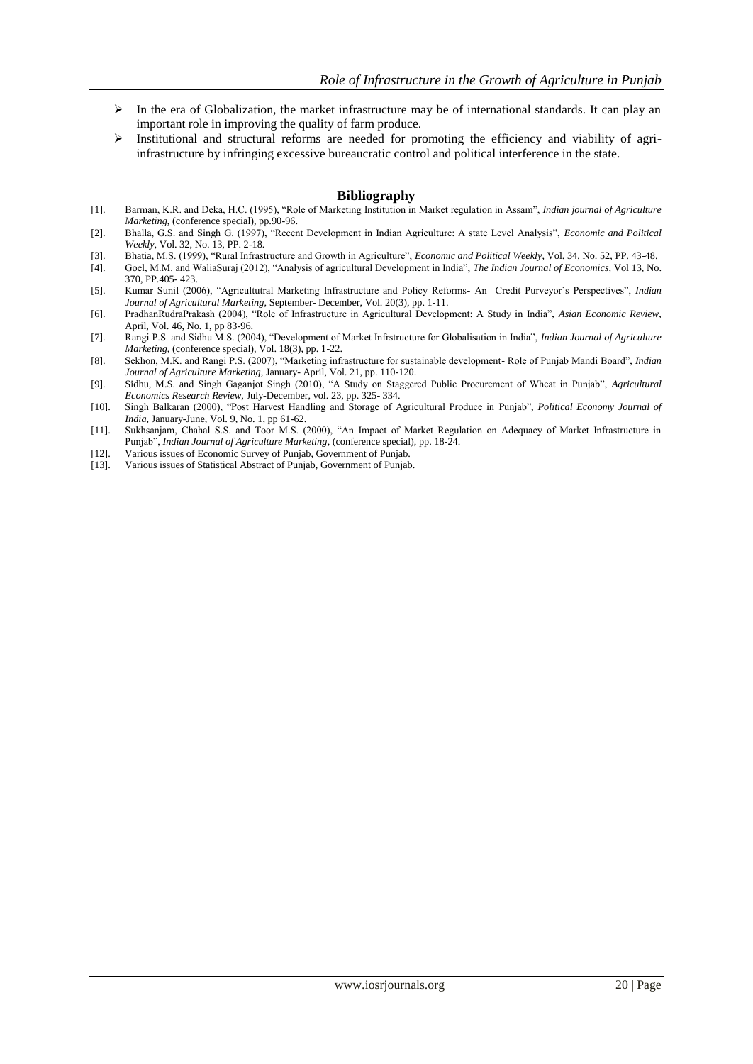- In the era of Globalization, the market infrastructure may be of international standards. It can play an important role in improving the quality of farm produce.
- Institutional and structural reforms are needed for promoting the efficiency and viability of agri-infrastructure by infringing excessive bureaucratic control and political interference in the state.

## Bibliography

[1]. Barman, K.R. and Deka, H.C. (1995), "Role of Marketing Institution in Market regulation in Assam", *Indian journal of Agriculture Marketing*, (conference special), pp.90-96.

[2]. Bhalla, G.S. and Singh G. (1997), "Recent Development in Indian Agriculture: A state Level Analysis", *Economic and Political Weekly*, Vol. 32, No. 13, PP. 2-18.

[3]. Bhatia, M.S. (1999), "Rural Infrastructure and Growth in Agriculture", *Economic and Political Weekly*, Vol. 34, No. 52, PP. 43-48.

[4]. Goel, M.M. and WaliaSuraj (2012), "Analysis of agricultural Development in India", *The Indian Journal of Economics*, Vol 13, No. 370, PP.405- 423.

[5]. Kumar Sunil (2006), "Agricultutral Marketing Infrastructure and Policy Reforms- An Credit Purveyor's Perspectives", *Indian Journal of Agricultural Marketing*, September- December, Vol. 20(3), pp. 1-11.

[6]. PradhanRudraPrakash (2004), "Role of Infrastructure in Agricultural Development: A Study in India", *Asian Economic Review*, April, Vol. 46, No. 1, pp 83-96.

[7]. Rangi P.S. and Sidhu M.S. (2004), "Development of Market Infrstructure for Globalisation in India", *Indian Journal of Agriculture Marketing*, (conference special), Vol. 18(3), pp. 1-22.

[8]. Sekhon, M.K. and Rangi P.S. (2007), "Marketing infrastructure for sustainable development- Role of Punjab Mandi Board", *Indian Journal of Agriculture Marketing*, January- April, Vol. 21, pp. 110-120.

[9]. Sidhu, M.S. and Singh Gaganjot Singh (2010), "A Study on Staggered Public Procurement of Wheat in Punjab", *Agricultural Economics Research Review*, July-December, vol. 23, pp. 325- 334.

[10]. Singh Balkaran (2000), "Post Harvest Handling and Storage of Agricultural Produce in Punjab", *Political Economy Journal of India*, January-June, Vol. 9, No. 1, pp 61-62.

[11]. Sukhsanjam, Chahal S.S. and Toor M.S. (2000), "An Impact of Market Regulation on Adequacy of Market Infrastructure in Punjab", *Indian Journal of Agriculture Marketing*, (conference special), pp. 18-24.

[12]. Various issues of Economic Survey of Punjab, Government of Punjab.

[13]. Various issues of Statistical Abstract of Punjab, Government of Punjab.